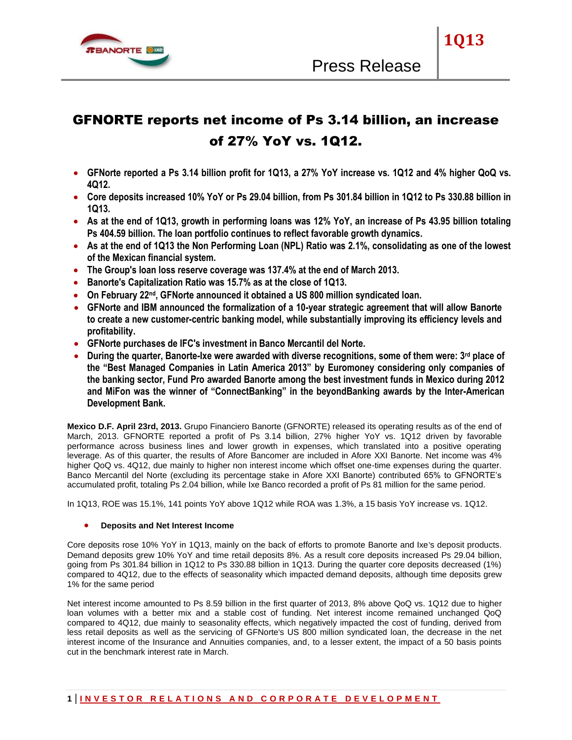# GFNORTE reports net income of Ps 3.14 billion, an increase of 27% YoY vs. 1Q12.

- **GFNorte reported a Ps 3.14 billion profit for 1Q13, a 27% YoY increase vs. 1Q12 and 4% higher QoQ vs. 4Q12.**
- **Core deposits increased 10% YoY or Ps 29.04 billion, from Ps 301.84 billion in 1Q12 to Ps 330.88 billion in 1Q13.**
- **As at the end of 1Q13, growth in performing loans was 12% YoY, an increase of Ps 43.95 billion totaling Ps 404.59 billion. The loan portfolio continues to reflect favorable growth dynamics.**
- **As at the end of 1Q13 the Non Performing Loan (NPL) Ratio was 2.1%, consolidating as one of the lowest of the Mexican financial system.**
- **The Group's loan loss reserve coverage was 137.4% at the end of March 2013.**
- **Banorte's Capitalization Ratio was 15.7% as at the close of 1Q13.**
- **On February 22nd, GFNorte announced it obtained a US 800 million syndicated loan.**
- **GFNorte and IBM announced the formalization of a 10-year strategic agreement that will allow Banorte to create a new customer-centric banking model, while substantially improving its efficiency levels and profitability.**
- **GFNorte purchases de IFC's investment in Banco Mercantil del Norte.**
- **During the quarter, Banorte-Ixe were awarded with diverse recognitions, some of them were: 3rd place of the "Best Managed Companies in Latin America 2013" by Euromoney considering only companies of the banking sector, Fund Pro awarded Banorte among the best investment funds in Mexico during 2012 and MiFon was the winner of "ConnectBanking" in the beyondBanking awards by the Inter-American Development Bank.**

**Mexico D.F. April 23rd, 2013.** Grupo Financiero Banorte (GFNORTE) released its operating results as of the end of March, 2013. GFNORTE reported a profit of Ps 3.14 billion, 27% higher YoY vs. 1Q12 driven by favorable performance across business lines and lower growth in expenses, which translated into a positive operating leverage. As of this quarter, the results of Afore Bancomer are included in Afore XXI Banorte. Net income was 4% higher QoQ vs. 4Q12, due mainly to higher non interest income which offset one-time expenses during the quarter. Banco Mercantil del Norte (excluding its percentage stake in Afore XXI Banorte) contributed 65% to GFNORTE's accumulated profit, totaling Ps 2.04 billion, while Ixe Banco recorded a profit of Ps 81 million for the same period.

In 1Q13, ROE was 15.1%, 141 points YoY above 1Q12 while ROA was 1.3%, a 15 basis YoY increase vs. 1Q12.

- **Deposits and Net Interest Income**

Core deposits rose 10% YoY in 1Q13, mainly on the back of efforts to promote Banorte and Ixe's deposit products. Demand deposits grew 10% YoY and time retail deposits 8%. As a result core deposits increased Ps 29.04 billion, going from Ps 301.84 billion in 1Q12 to Ps 330.88 billion in 1Q13. During the quarter core deposits decreased (1%) compared to 4Q12, due to the effects of seasonality which impacted demand deposits, although time deposits grew 1% for the same period

Net interest income amounted to Ps 8.59 billion in the first quarter of 2013, 8% above QoQ vs. 1Q12 due to higher loan volumes with a better mix and a stable cost of funding. Net interest income remained unchanged QoQ compared to 4Q12, due mainly to seasonality effects, which negatively impacted the cost of funding, derived from less retail deposits as well as the servicing of GFNorte's US 800 million syndicated loan, the decrease in the net interest income of the Insurance and Annuities companies, and, to a lesser extent, the impact of a 50 basis points cut in the benchmark interest rate in March.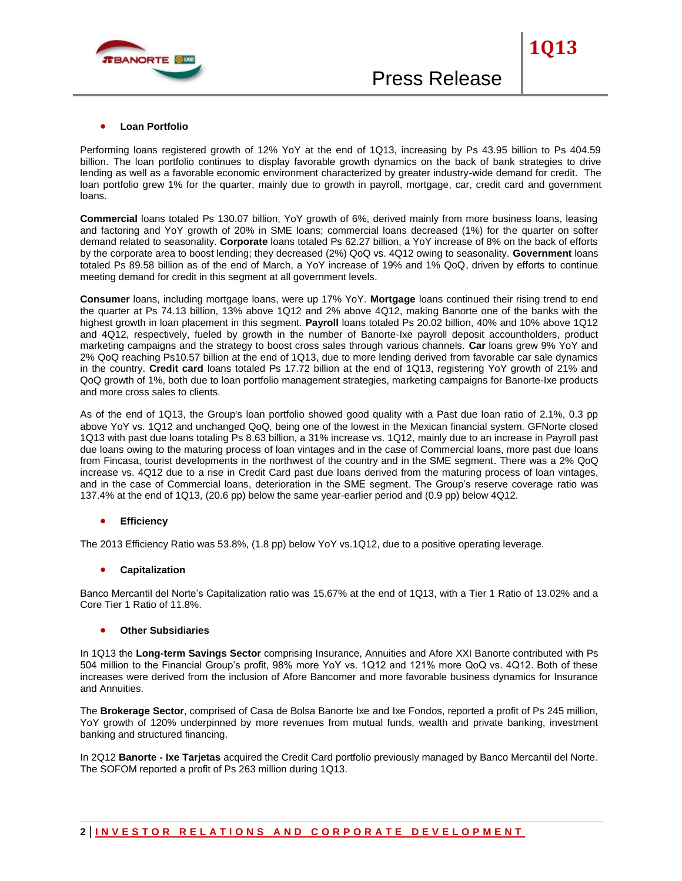- **Loan Portfolio**

Performing loans registered growth of 12% YoY at the end of 1Q13, increasing by Ps 43.95 billion to Ps 404.59 billion. The loan portfolio continues to display favorable growth dynamics on the back of bank strategies to drive lending as well as a favorable economic environment characterized by greater industry-wide demand for credit. The loan portfolio grew 1% for the quarter, mainly due to growth in payroll, mortgage, car, credit card and government loans.

**Commercial** loans totaled Ps 130.07 billion, YoY growth of 6%, derived mainly from more business loans, leasing and factoring and YoY growth of 20% in SME loans; commercial loans decreased (1%) for the quarter on softer demand related to seasonality. **Corporate** loans totaled Ps 62.27 billion, a YoY increase of 8% on the back of efforts by the corporate area to boost lending; they decreased (2%) QoQ vs. 4Q12 owing to seasonality. **Government** loans totaled Ps 89.58 billion as of the end of March, a YoY increase of 19% and 1% QoQ, driven by efforts to continue meeting demand for credit in this segment at all government levels.

**Consumer** loans, including mortgage loans, were up 17% YoY. **Mortgage** loans continued their rising trend to end the quarter at Ps 74.13 billion, 13% above 1Q12 and 2% above 4Q12, making Banorte one of the banks with the highest growth in loan placement in this segment. **Payroll** loans totaled Ps 20.02 billion, 40% and 10% above 1Q12 and 4Q12, respectively, fueled by growth in the number of Banorte-Ixe payroll deposit accountholders, product marketing campaigns and the strategy to boost cross sales through various channels. **Car** loans grew 9% YoY and 2% QoQ reaching Ps10.57 billion at the end of 1Q13, due to more lending derived from favorable car sale dynamics in the country. **Credit card** loans totaled Ps 17.72 billion at the end of 1Q13, registering YoY growth of 21% and QoQ growth of 1%, both due to loan portfolio management strategies, marketing campaigns for Banorte-Ixe products and more cross sales to clients.

As of the end of 1Q13, the Group's loan portfolio showed good quality with a Past due loan ratio of 2.1%, 0.3 pp above YoY vs. 1Q12 and unchanged QoQ, being one of the lowest in the Mexican financial system. GFNorte closed 1Q13 with past due loans totaling Ps 8.63 billion, a 31% increase vs. 1Q12, mainly due to an increase in Payroll past due loans owing to the maturing process of loan vintages and in the case of Commercial loans, more past due loans from Fincasa, tourist developments in the northwest of the country and in the SME segment. There was a 2% QoQ increase vs. 4Q12 due to a rise in Credit Card past due loans derived from the maturing process of loan vintages, and in the case of Commercial loans, deterioration in the SME segment. The Group's reserve coverage ratio was 137.4% at the end of 1Q13, (20.6 pp) below the same year-earlier period and (0.9 pp) below 4Q12.

- **Efficiency**

The 2013 Efficiency Ratio was 53.8%, (1.8 pp) below YoY vs.1Q12, due to a positive operating leverage.

- **Capitalization**

Banco Mercantil del Norte's Capitalization ratio was 15.67% at the end of 1Q13, with a Tier 1 Ratio of 13.02% and a Core Tier 1 Ratio of 11.8%.

- **Other Subsidiaries**

In 1Q13 the **Long-term Savings Sector** comprising Insurance, Annuities and Afore XXI Banorte contributed with Ps 504 million to the Financial Group's profit, 98% more YoY vs. 1Q12 and 121% more QoQ vs. 4Q12. Both of these increases were derived from the inclusion of Afore Bancomer and more favorable business dynamics for Insurance and Annuities.

The **Brokerage Sector**, comprised of Casa de Bolsa Banorte Ixe and Ixe Fondos, reported a profit of Ps 245 million, YoY growth of 120% underpinned by more revenues from mutual funds, wealth and private banking, investment banking and structured financing.

In 2Q12 **Banorte - Ixe Tarjetas** acquired the Credit Card portfolio previously managed by Banco Mercantil del Norte. The SOFOM reported a profit of Ps 263 million during 1Q13.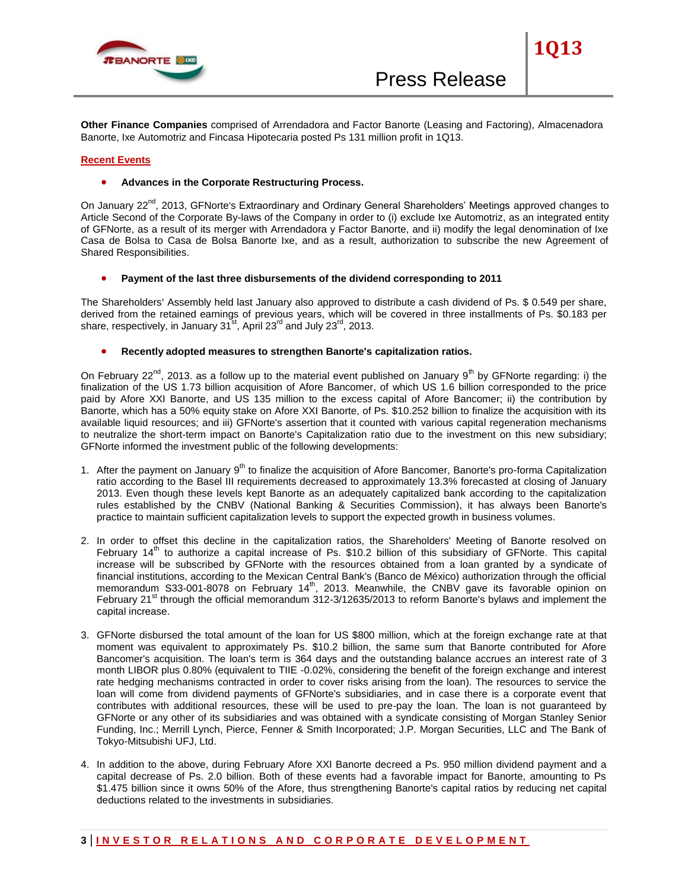**Other Finance Companies** comprised of Arrendadora and Factor Banorte (Leasing and Factoring), Almacenadora Banorte, Ixe Automotriz and Fincasa Hipotecaria posted Ps 131 million profit in 1Q13.

**Recent Events**

- **Advances in the Corporate Restructuring Process.**

On January 22nd, 2013, GFNorte's Extraordinary and Ordinary General Shareholders' Meetings approved changes to Article Second of the Corporate By-laws of the Company in order to (i) exclude Ixe Automotriz, as an integrated entity of GFNorte, as a result of its merger with Arrendadora y Factor Banorte, and ii) modify the legal denomination of Ixe Casa de Bolsa to Casa de Bolsa Banorte Ixe, and as a result, authorization to subscribe the new Agreement of Shared Responsibilities.

- **Payment of the last three disbursements of the dividend corresponding to 2011**

The Shareholders' Assembly held last January also approved to distribute a cash dividend of Ps. $ 0.549 per share, derived from the retained earnings of previous years, which will be covered in three installments of Ps. $0.183 per share, respectively, in January 31st, April 23rd and July 23rd, 2013.

- **Recently adopted measures to strengthen Banorte's capitalization ratios.**

On February 22nd, 2013. as a follow up to the material event published on January 9th by GFNorte regarding: i) the finalization of the US 1.73 billion acquisition of Afore Bancomer, of which US 1.6 billion corresponded to the price paid by Afore XXI Banorte, and US 135 million to the excess capital of Afore Bancomer; ii) the contribution by Banorte, which has a 50% equity stake on Afore XXI Banorte, of Ps. $10.252 billion to finalize the acquisition with its available liquid resources; and iii) GFNorte's assertion that it counted with various capital regeneration mechanisms to neutralize the short-term impact on Banorte's Capitalization ratio due to the investment on this new subsidiary; GFNorte informed the investment public of the following developments:

1. After the payment on January 9th to finalize the acquisition of Afore Bancomer, Banorte's pro-forma Capitalization ratio according to the Basel III requirements decreased to approximately 13.3% forecasted at closing of January 2013. Even though these levels kept Banorte as an adequately capitalized bank according to the capitalization rules established by the CNBV (National Banking & Securities Commission), it has always been Banorte's practice to maintain sufficient capitalization levels to support the expected growth in business volumes.

2. In order to offset this decline in the capitalization ratios, the Shareholders' Meeting of Banorte resolved on February 14th to authorize a capital increase of Ps. $10.2 billion of this subsidiary of GFNorte. This capital increase will be subscribed by GFNorte with the resources obtained from a loan granted by a syndicate of financial institutions, according to the Mexican Central Bank's (Banco de México) authorization through the official memorandum S33-001-8078 on February 14th, 2013. Meanwhile, the CNBV gave its favorable opinion on February 21st through the official memorandum 312-3/12635/2013 to reform Banorte's bylaws and implement the capital increase.

3. GFNorte disbursed the total amount of the loan for US $800 million, which at the foreign exchange rate at that moment was equivalent to approximately Ps. $10.2 billion, the same sum that Banorte contributed for Afore Bancomer's acquisition. The loan's term is 364 days and the outstanding balance accrues an interest rate of 3 month LIBOR plus 0.80% (equivalent to TIIE -0.02%, considering the benefit of the foreign exchange and interest rate hedging mechanisms contracted in order to cover risks arising from the loan). The resources to service the loan will come from dividend payments of GFNorte's subsidiaries, and in case there is a corporate event that contributes with additional resources, these will be used to pre-pay the loan. The loan is not guaranteed by GFNorte or any other of its subsidiaries and was obtained with a syndicate consisting of Morgan Stanley Senior Funding, Inc.; Merrill Lynch, Pierce, Fenner & Smith Incorporated; J.P. Morgan Securities, LLC and The Bank of Tokyo-Mitsubishi UFJ, Ltd.

4. In addition to the above, during February Afore XXI Banorte decreed a Ps. 950 million dividend payment and a capital decrease of Ps. 2.0 billion. Both of these events had a favorable impact for Banorte, amounting to Ps $1.475 billion since it owns 50% of the Afore, thus strengthening Banorte's capital ratios by reducing net capital deductions related to the investments in subsidiaries.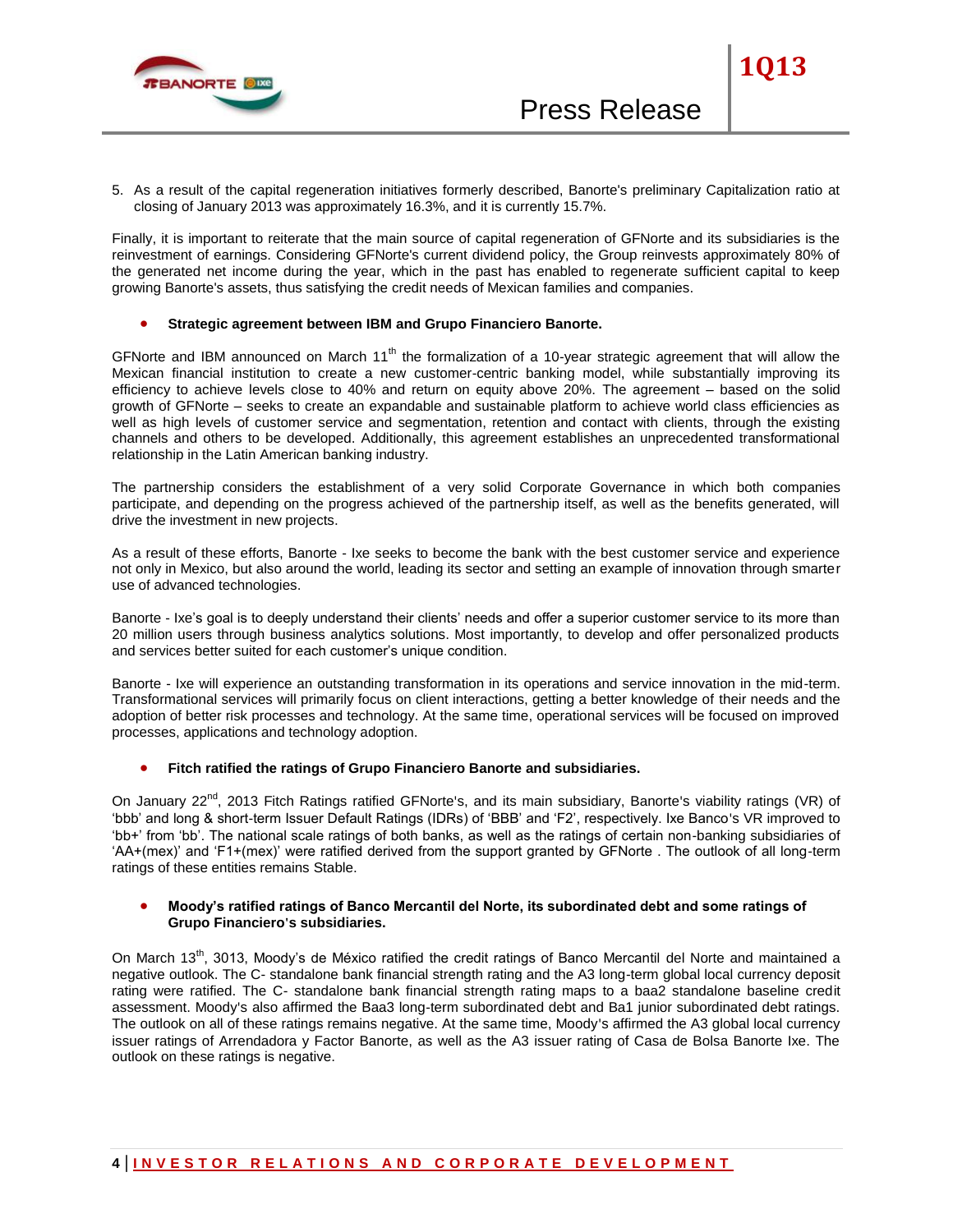5. As a result of the capital regeneration initiatives formerly described, Banorte's preliminary Capitalization ratio at closing of January 2013 was approximately 16.3%, and it is currently 15.7%.

Finally, it is important to reiterate that the main source of capital regeneration of GFNorte and its subsidiaries is the reinvestment of earnings. Considering GFNorte's current dividend policy, the Group reinvests approximately 80% of the generated net income during the year, which in the past has enabled to regenerate sufficient capital to keep growing Banorte's assets, thus satisfying the credit needs of Mexican families and companies.

- **Strategic agreement between IBM and Grupo Financiero Banorte.**

GFNorte and IBM announced on March 11th the formalization of a 10-year strategic agreement that will allow the Mexican financial institution to create a new customer-centric banking model, while substantially improving its efficiency to achieve levels close to 40% and return on equity above 20%. The agreement – based on the solid growth of GFNorte – seeks to create an expandable and sustainable platform to achieve world class efficiencies as well as high levels of customer service and segmentation, retention and contact with clients, through the existing channels and others to be developed. Additionally, this agreement establishes an unprecedented transformational relationship in the Latin American banking industry.

The partnership considers the establishment of a very solid Corporate Governance in which both companies participate, and depending on the progress achieved of the partnership itself, as well as the benefits generated, will drive the investment in new projects.

As a result of these efforts, Banorte - Ixe seeks to become the bank with the best customer service and experience not only in Mexico, but also around the world, leading its sector and setting an example of innovation through smarter use of advanced technologies.

Banorte - Ixe's goal is to deeply understand their clients' needs and offer a superior customer service to its more than 20 million users through business analytics solutions. Most importantly, to develop and offer personalized products and services better suited for each customer's unique condition.

Banorte - Ixe will experience an outstanding transformation in its operations and service innovation in the mid-term. Transformational services will primarily focus on client interactions, getting a better knowledge of their needs and the adoption of better risk processes and technology. At the same time, operational services will be focused on improved processes, applications and technology adoption.

- **Fitch ratified the ratings of Grupo Financiero Banorte and subsidiaries.**

On January 22nd, 2013 Fitch Ratings ratified GFNorte's, and its main subsidiary, Banorte's viability ratings (VR) of 'bbb' and long & short-term Issuer Default Ratings (IDRs) of 'BBB' and 'F2', respectively. Ixe Banco's VR improved to 'bb+' from 'bb'. The national scale ratings of both banks, as well as the ratings of certain non-banking subsidiaries of 'AA+(mex)' and 'F1+(mex)' were ratified derived from the support granted by GFNorte . The outlook of all long-term ratings of these entities remains Stable.

- **Moody's ratified ratings of Banco Mercantil del Norte, its subordinated debt and some ratings of Grupo Financiero's subsidiaries.**

On March 13th, 3013, Moody's de México ratified the credit ratings of Banco Mercantil del Norte and maintained a negative outlook. The C- standalone bank financial strength rating and the A3 long-term global local currency deposit rating were ratified. The C- standalone bank financial strength rating maps to a baa2 standalone baseline credit assessment. Moody's also affirmed the Baa3 long-term subordinated debt and Ba1 junior subordinated debt ratings. The outlook on all of these ratings remains negative. At the same time, Moody's affirmed the A3 global local currency issuer ratings of Arrendadora y Factor Banorte, as well as the A3 issuer rating of Casa de Bolsa Banorte Ixe. The outlook on these ratings is negative.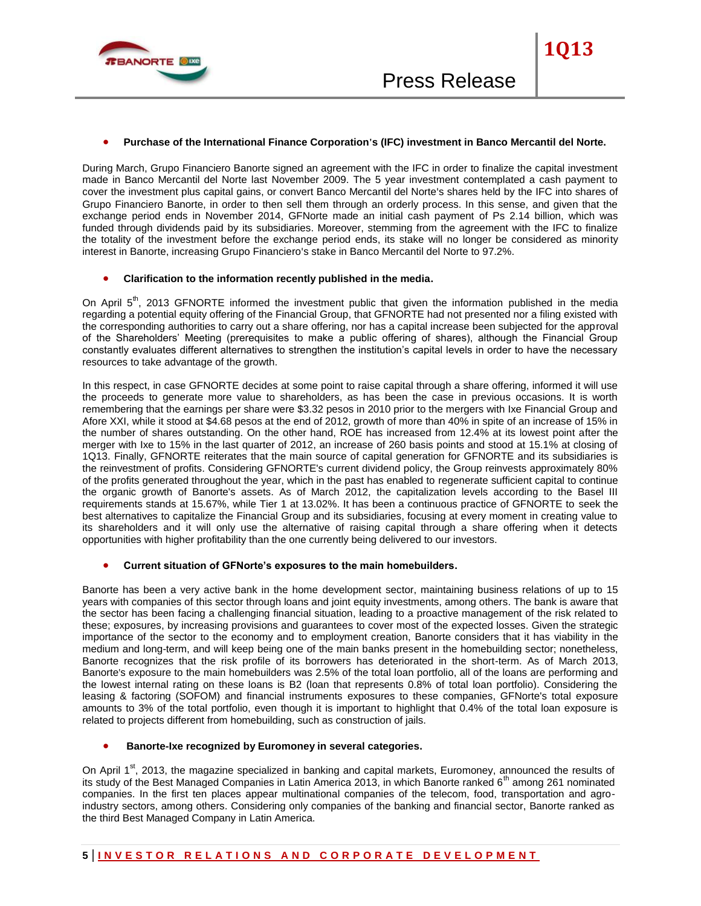- **Purchase of the International Finance Corporation's (IFC) investment in Banco Mercantil del Norte.**

During March, Grupo Financiero Banorte signed an agreement with the IFC in order to finalize the capital investment made in Banco Mercantil del Norte last November 2009. The 5 year investment contemplated a cash payment to cover the investment plus capital gains, or convert Banco Mercantil del Norte's shares held by the IFC into shares of Grupo Financiero Banorte, in order to then sell them through an orderly process. In this sense, and given that the exchange period ends in November 2014, GFNorte made an initial cash payment of Ps 2.14 billion, which was funded through dividends paid by its subsidiaries. Moreover, stemming from the agreement with the IFC to finalize the totality of the investment before the exchange period ends, its stake will no longer be considered as minority interest in Banorte, increasing Grupo Financiero's stake in Banco Mercantil del Norte to 97.2%.

- **Clarification to the information recently published in the media.**

On April 5th, 2013 GFNORTE informed the investment public that given the information published in the media regarding a potential equity offering of the Financial Group, that GFNORTE had not presented nor a filing existed with the corresponding authorities to carry out a share offering, nor has a capital increase been subjected for the approval of the Shareholders' Meeting (prerequisites to make a public offering of shares), although the Financial Group constantly evaluates different alternatives to strengthen the institution's capital levels in order to have the necessary resources to take advantage of the growth.

In this respect, in case GFNORTE decides at some point to raise capital through a share offering, informed it will use the proceeds to generate more value to shareholders, as has been the case in previous occasions. It is worth remembering that the earnings per share were $3.32 pesos in 2010 prior to the mergers with Ixe Financial Group and Afore XXI, while it stood at $4.68 pesos at the end of 2012, growth of more than 40% in spite of an increase of 15% in the number of shares outstanding. On the other hand, ROE has increased from 12.4% at its lowest point after the merger with Ixe to 15% in the last quarter of 2012, an increase of 260 basis points and stood at 15.1% at closing of 1Q13. Finally, GFNORTE reiterates that the main source of capital generation for GFNORTE and its subsidiaries is the reinvestment of profits. Considering GFNORTE's current dividend policy, the Group reinvests approximately 80% of the profits generated throughout the year, which in the past has enabled to regenerate sufficient capital to continue the organic growth of Banorte's assets. As of March 2012, the capitalization levels according to the Basel III requirements stands at 15.67%, while Tier 1 at 13.02%. It has been a continuous practice of GFNORTE to seek the best alternatives to capitalize the Financial Group and its subsidiaries, focusing at every moment in creating value to its shareholders and it will only use the alternative of raising capital through a share offering when it detects opportunities with higher profitability than the one currently being delivered to our investors.

- **Current situation of GFNorte's exposures to the main homebuilders.**

Banorte has been a very active bank in the home development sector, maintaining business relations of up to 15 years with companies of this sector through loans and joint equity investments, among others. The bank is aware that the sector has been facing a challenging financial situation, leading to a proactive management of the risk related to these; exposures, by increasing provisions and guarantees to cover most of the expected losses. Given the strategic importance of the sector to the economy and to employment creation, Banorte considers that it has viability in the medium and long-term, and will keep being one of the main banks present in the homebuilding sector; nonetheless, Banorte recognizes that the risk profile of its borrowers has deteriorated in the short-term. As of March 2013, Banorte's exposure to the main homebuilders was 2.5% of the total loan portfolio, all of the loans are performing and the lowest internal rating on these loans is B2 (loan that represents 0.8% of total loan portfolio). Considering the leasing & factoring (SOFOM) and financial instruments exposures to these companies, GFNorte's total exposure amounts to 3% of the total portfolio, even though it is important to highlight that 0.4% of the total loan exposure is related to projects different from homebuilding, such as construction of jails.

- **Banorte-Ixe recognized by Euromoney in several categories.**

On April 1st, 2013, the magazine specialized in banking and capital markets, Euromoney, announced the results of its study of the Best Managed Companies in Latin America 2013, in which Banorte ranked 6th among 261 nominated companies. In the first ten places appear multinational companies of the telecom, food, transportation and agro-industry sectors, among others. Considering only companies of the banking and financial sector, Banorte ranked as the third Best Managed Company in Latin America.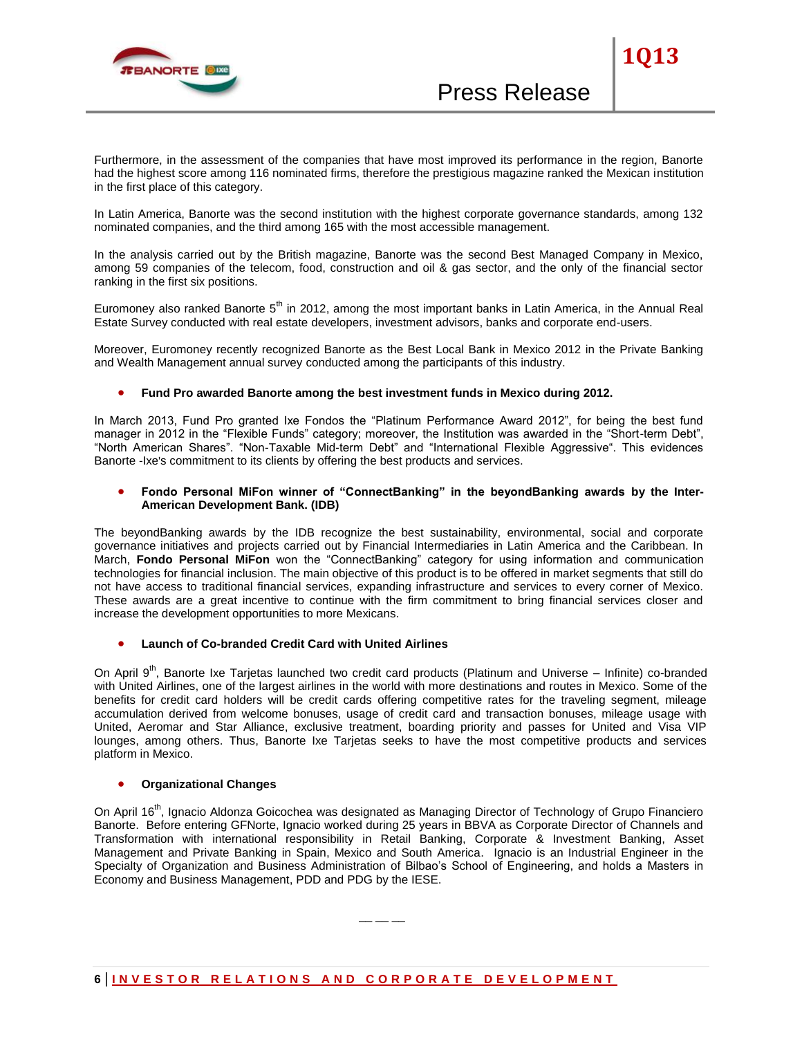Furthermore, in the assessment of the companies that have most improved its performance in the region, Banorte had the highest score among 116 nominated firms, therefore the prestigious magazine ranked the Mexican institution in the first place of this category.

In Latin America, Banorte was the second institution with the highest corporate governance standards, among 132 nominated companies, and the third among 165 with the most accessible management.

In the analysis carried out by the British magazine, Banorte was the second Best Managed Company in Mexico, among 59 companies of the telecom, food, construction and oil & gas sector, and the only of the financial sector ranking in the first six positions.

Euromoney also ranked Banorte 5th in 2012, among the most important banks in Latin America, in the Annual Real Estate Survey conducted with real estate developers, investment advisors, banks and corporate end-users.

Moreover, Euromoney recently recognized Banorte as the Best Local Bank in Mexico 2012 in the Private Banking and Wealth Management annual survey conducted among the participants of this industry.

- **Fund Pro awarded Banorte among the best investment funds in Mexico during 2012.**

In March 2013, Fund Pro granted Ixe Fondos the "Platinum Performance Award 2012", for being the best fund manager in 2012 in the "Flexible Funds" category; moreover, the Institution was awarded in the "Short-term Debt", "North American Shares". "Non-Taxable Mid-term Debt" and "International Flexible Aggressive". This evidences Banorte -Ixe's commitment to its clients by offering the best products and services.

- **Fondo Personal MiFon winner of "ConnectBanking" in the beyondBanking awards by the Inter-American Development Bank. (IDB)**

The beyondBanking awards by the IDB recognize the best sustainability, environmental, social and corporate governance initiatives and projects carried out by Financial Intermediaries in Latin America and the Caribbean. In March, **Fondo Personal MiFon** won the "ConnectBanking" category for using information and communication technologies for financial inclusion. The main objective of this product is to be offered in market segments that still do not have access to traditional financial services, expanding infrastructure and services to every corner of Mexico. These awards are a great incentive to continue with the firm commitment to bring financial services closer and increase the development opportunities to more Mexicans.

- **Launch of Co-branded Credit Card with United Airlines**

On April 9th, Banorte Ixe Tarjetas launched two credit card products (Platinum and Universe – Infinite) co-branded with United Airlines, one of the largest airlines in the world with more destinations and routes in Mexico. Some of the benefits for credit card holders will be credit cards offering competitive rates for the traveling segment, mileage accumulation derived from welcome bonuses, usage of credit card and transaction bonuses, mileage usage with United, Aeromar and Star Alliance, exclusive treatment, boarding priority and passes for United and Visa VIP lounges, among others. Thus, Banorte Ixe Tarjetas seeks to have the most competitive products and services platform in Mexico.

- **Organizational Changes**

On April 16th, Ignacio Aldonza Goicochea was designated as Managing Director of Technology of Grupo Financiero Banorte. Before entering GFNorte, Ignacio worked during 25 years in BBVA as Corporate Director of Channels and Transformation with international responsibility in Retail Banking, Corporate & Investment Banking, Asset Management and Private Banking in Spain, Mexico and South America. Ignacio is an Industrial Engineer in the Specialty of Organization and Business Administration of Bilbao's School of Engineering, and holds a Masters in Economy and Business Management, PDD and PDG by the IESE.

— — —